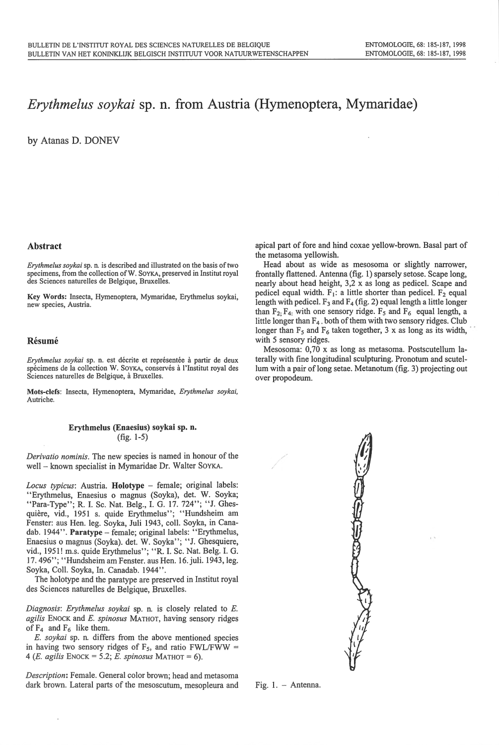# *Erythmelus soykai* sp. n. from Austria (Hymenoptera, Mymaridae)

by Atanas D. DONEV

## Abstract

*Erythmelus soykai* sp. n. is described and illustrated on the basis of two specimens, from the collection of W. SOYKA, preserved in Institut royal des Sciences naturelles de Belgique, Bruxelles.

**Key Words:** Insecta, Hymenoptera, Mymaridae, Erythmelus soykai, new species, Austria.

## Résumé

*Erythmelus soykai* sp. n. est décrite et représentée à partir de deux spécimens de la collection W. SOYKA, conservés à l'Institut royal des Sciences naturelles de Belgique, à Bruxelles.

**Mots-clefs**: Insecta, Hymenoptera, Mymaridae, *Erythmelus soykai*, Autriche.

### Erythmelus (Enaesius) soykai sp. n.
(fig. 1-5)

*Derivatio nominis*. The new species is named in honour of the well – known specialist in Mymaridae Dr. Walter SOYKA.

*Locus typicus*: Austria. **Holotype** – female; original labels: "Erythmelus, Enaesius o magnus (Soyka), det. W. Soyka; "Para-Type"; R. I. Sc. Nat. Belg., I. G. 17. 724"; "J. Ghesquière, vid., 1951 s. quide Erythmelus"; "Hundsheim am Fenster: aus Hen. leg. Soyka, Juli 1943, coll. Soyka, in Canadab. 1944". **Paratype** – female; original labels: "Erythmelus, Enaesius o magnus (Soyka). det. W. Soyka"; "J. Ghesquiere, vid., 1951! m.s. quide Erythmelus"; "R. I. Sc. Nat. Belg. I. G. 17. 496"; "Hundsheim am Fenster. aus Hen. 16. juli. 1943, leg. Soyka, Coll. Soyka, In. Canadab. 1944".

The holotype and the paratype are preserved in Institut royal des Sciences naturelles de Belgique, Bruxelles.

*Diagnosis*: *Erythmelus soykai* sp. n. is closely related to *E. agilis* ENOCK and *E. spinosus* MATHOT, having sensory ridges of $F_4$ and $F_6$ like them.

*E. soykai* sp. n. differs from the above mentioned species in having two sensory ridges of $F_5$, and ratio FWL/FWW = 4 (*E. agilis* ENOCK = 5.2; *E. spinosus* MATHOT = 6).

*Description*: Female. General color brown; head and metasoma dark brown. Lateral parts of the mesoscutum, mesopleura and apical part of fore and hind coxae yellow-brown. Basal part of the metasoma yellowish.

Head about as wide as mesosoma or slightly narrower, frontally flattened. Antenna (fig. 1) sparsely setose. Scape long, nearly about head height, 3,2 x as long as pedicel. Scape and pedicel equal width. $F_1$: a little shorter than pedicel. $F_2$ equal length with pedicel. $F_3$ and $F_4$ (fig. 2) equal length a little longer than $F_2$; $F_4$: with one sensory ridge. $F_5$ and $F_6$ equal length, a little longer than $F_4$, both of them with two sensory ridges. Club longer than $F_5$ and $F_6$ taken together, 3 x as long as its width, with 5 sensory ridges.

Mesosoma: 0,70 x as long as metasoma. Postscutellum laterally with fine longitudinal sculpturing. Pronotum and scutellum with a pair of long setae. Metanotum (fig. 3) projecting out over propodeum.

Fig. 1. – Antenna.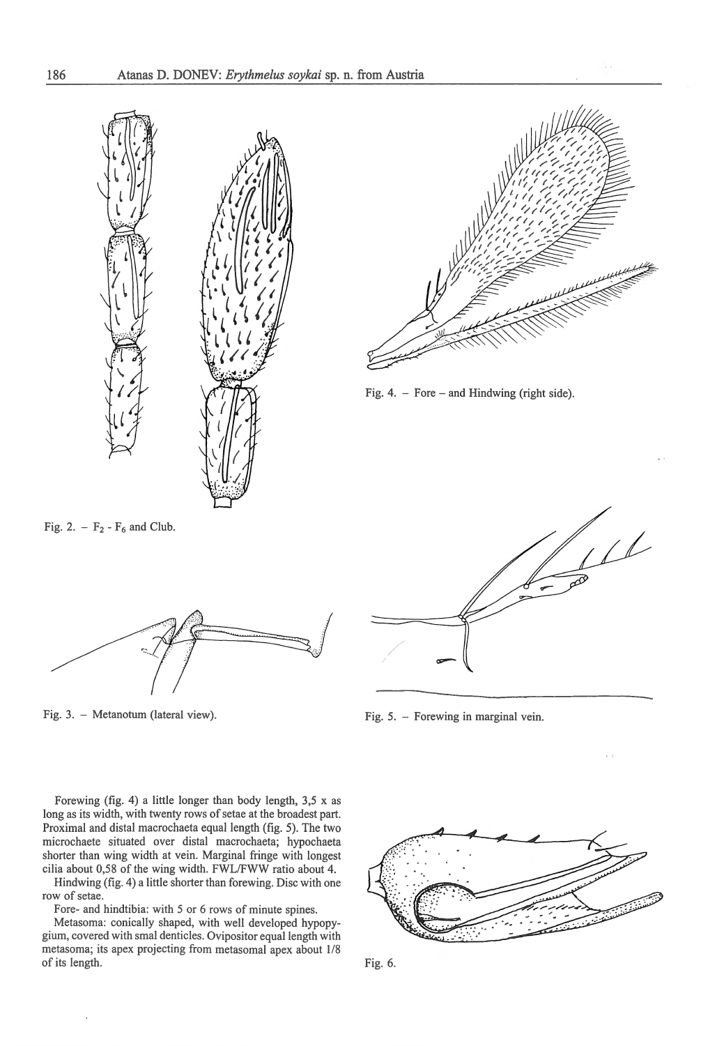Fig. 2. – $F_2$ - $F_6$ and Club.

Fig. 3. – Metanotum (lateral view).

Fig. 4. – Fore – and Hindwing (right side).

Fig. 5. – Forewing in marginal vein.

Fig. 6.

Forewing (fig. 4) a little longer than body length, 3,5 x as long as its width, with twenty rows of setae at the broadest part. Proximal and distal macrochaeta equal length (fig. 5). The two microchaete situated over distal macrochaeta; hypochaeta shorter than wing width at vein. Marginal fringe with longest cilia about 0,58 of the wing width. FWL/FWW ratio about 4.

Hindwing (fig. 4) a little shorter than forewing. Disc with one row of setae.

Fore- and hindtibia: with 5 or 6 rows of minute spines.

Metasoma: conically shaped, with well developed hypopygium, covered with smal denticles. Ovipositor equal length with metasoma; its apex projecting from metasomal apex about 1/8 of its length.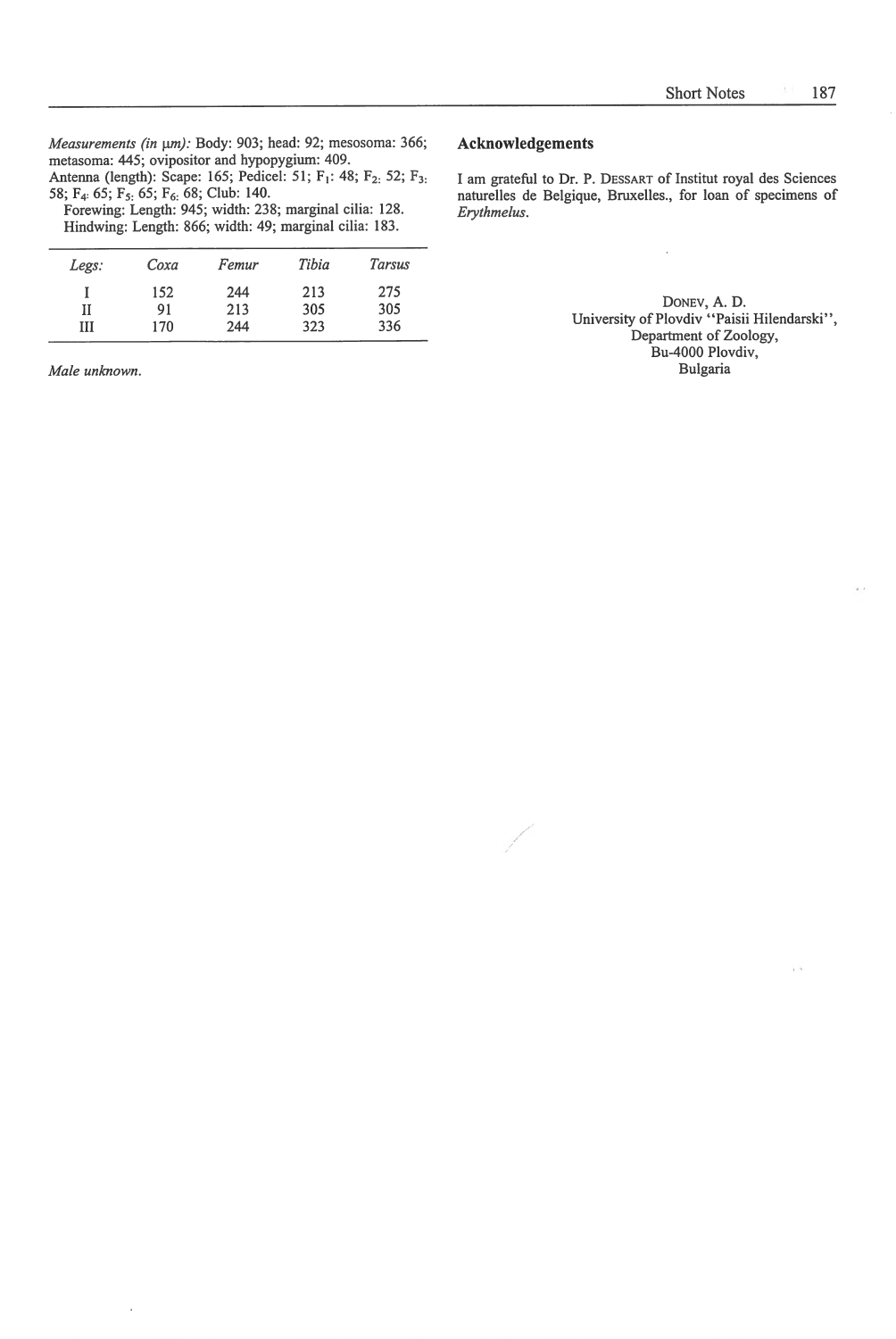*Measurements (in μm):* Body: 903; head: 92; mesosoma: 366; metasoma: 445; ovipositor and hypopygium: 409.

Antenna (length): Scape: 165; Pedicel: 51; $F_1$: 48; $F_2$: 52; $F_3$: 58; $F_4$: 65; $F_5$: 65; $F_6$: 68; Club: 140.

Forewing: Length: 945; width: 238; marginal cilia: 128.

Hindwing: Length: 866; width: 49; marginal cilia: 183.

| *Legs:* | *Coxa* | *Femur* | *Tibia* | *Tarsus* |
|---|---|---|---|---|
| I | 152 | 244 | 213 | 275 |
| II | 91 | 213 | 305 | 305 |
| III | 170 | 244 | 323 | 336 |

*Male unknown.*

## Acknowledgements

I am grateful to Dr. P. DESSART of Institut royal des Sciences naturelles de Belgique, Bruxelles., for loan of specimens of *Erythmelus*.

DONEV, A. D.
University of Plovdiv "Paisii Hilendarski",
Department of Zoology,
Bu-4000 Plovdiv,
Bulgaria